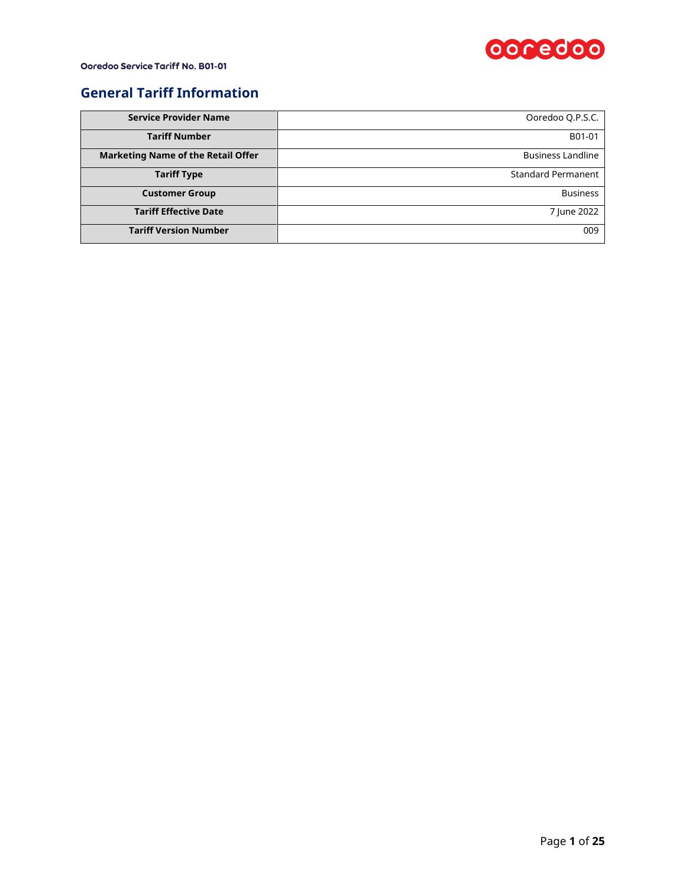## General Tariff Information

| | |
|---|---|
| **Service Provider Name** | Ooredoo Q.P.S.C. |
| **Tariff Number** | B01-01 |
| **Marketing Name of the Retail Offer** | Business Landline |
| **Tariff Type** | Standard Permanent |
| **Customer Group** | Business |
| **Tariff Effective Date** | 7 June 2022 |
| **Tariff Version Number** | 009 |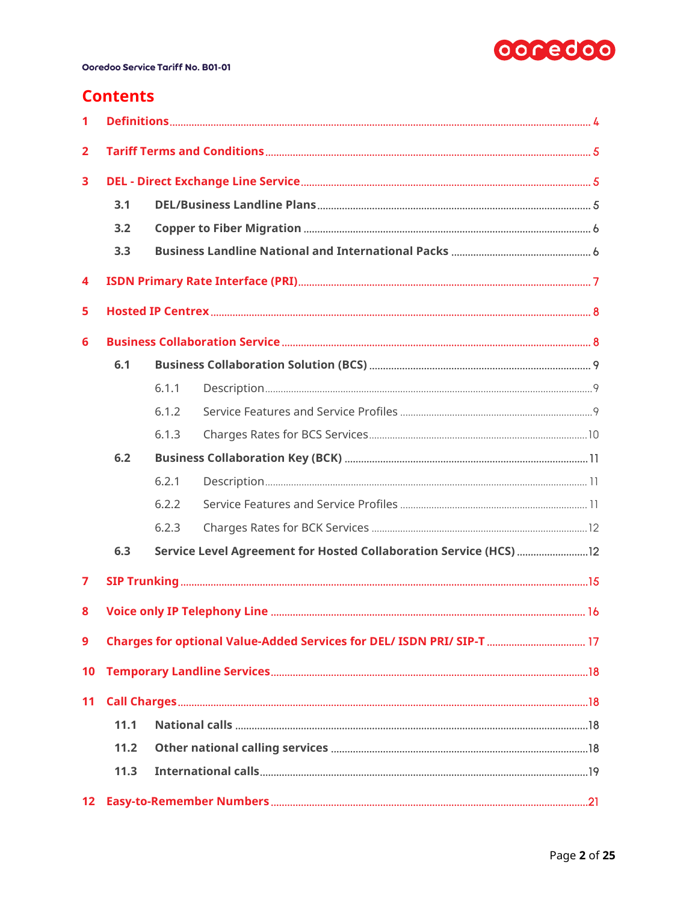# Contents

1 Definitions ........ 4

2 Tariff Terms and Conditions ........ 5

3 DEL - Direct Exchange Line Service ........ 5

- 3.1 DEL/Business Landline Plans ........ 5
- 3.2 Copper to Fiber Migration ........ 6
- 3.3 Business Landline National and International Packs ........ 6

4 ISDN Primary Rate Interface (PRI) ........ 7

5 Hosted IP Centrex ........ 8

6 Business Collaboration Service ........ 8

- 6.1 Business Collaboration Solution (BCS) ........ 9
  - 6.1.1 Description ........ 9
  - 6.1.2 Service Features and Service Profiles ........ 9
  - 6.1.3 Charges Rates for BCS Services ........ 10
- 6.2 Business Collaboration Key (BCK) ........ 11
  - 6.2.1 Description ........ 11
  - 6.2.2 Service Features and Service Profiles ........ 11
  - 6.2.3 Charges Rates for BCK Services ........ 12
- 6.3 Service Level Agreement for Hosted Collaboration Service (HCS) ........ 12

7 SIP Trunking ........ 15

8 Voice only IP Telephony Line ........ 16

9 Charges for optional Value-Added Services for DEL/ ISDN PRI/ SIP-T ........ 17

10 Temporary Landline Services ........ 18

11 Call Charges ........ 18

- 11.1 National calls ........ 18
- 11.2 Other national calling services ........ 18
- 11.3 International calls ........ 19

12 Easy-to-Remember Numbers ........ 21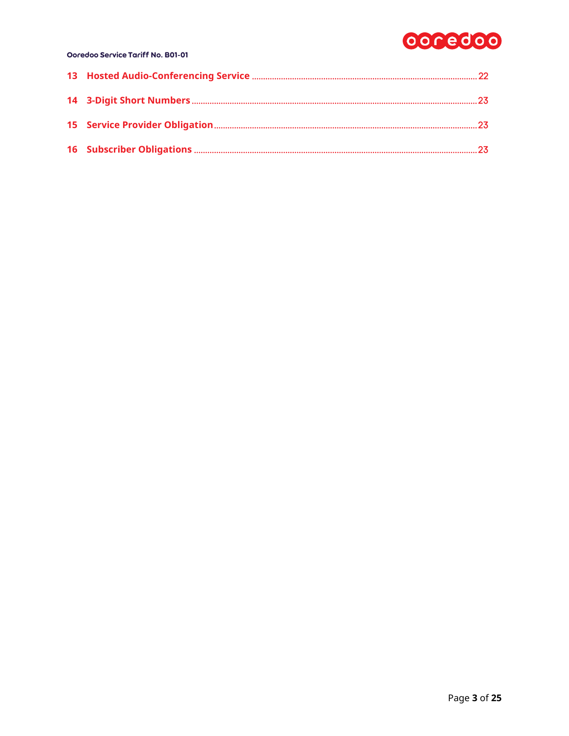13 Hosted Audio-Conferencing Service .................................................. 22

14 3-Digit Short Numbers .................................................. 23

15 Service Provider Obligation .................................................. 23

16 Subscriber Obligations .................................................. 23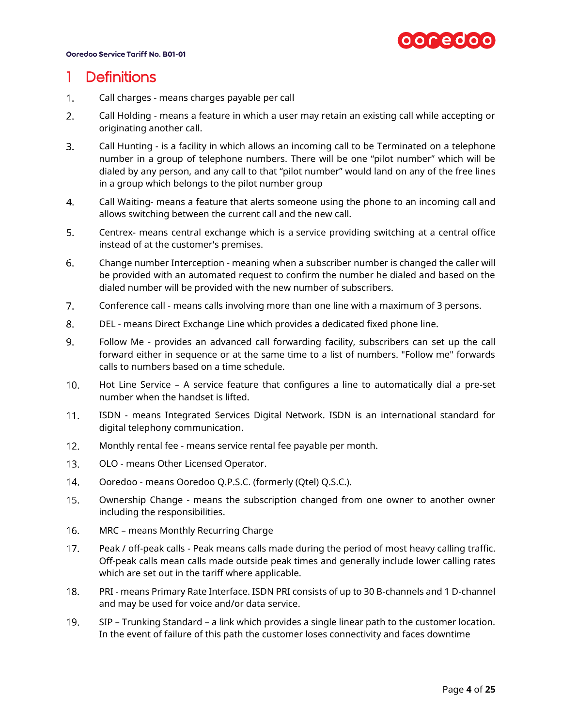# 1 Definitions

1. Call charges - means charges payable per call
2. Call Holding - means a feature in which a user may retain an existing call while accepting or originating another call.
3. Call Hunting - is a facility in which allows an incoming call to be Terminated on a telephone number in a group of telephone numbers. There will be one “pilot number” which will be dialed by any person, and any call to that “pilot number” would land on any of the free lines in a group which belongs to the pilot number group
4. Call Waiting- means a feature that alerts someone using the phone to an incoming call and allows switching between the current call and the new call.
5. Centrex- means central exchange which is a service providing switching at a central office instead of at the customer's premises.
6. Change number Interception - meaning when a subscriber number is changed the caller will be provided with an automated request to confirm the number he dialed and based on the dialed number will be provided with the new number of subscribers.
7. Conference call - means calls involving more than one line with a maximum of 3 persons.
8. DEL - means Direct Exchange Line which provides a dedicated fixed phone line.
9. Follow Me - provides an advanced call forwarding facility, subscribers can set up the call forward either in sequence or at the same time to a list of numbers. "Follow me" forwards calls to numbers based on a time schedule.
10. Hot Line Service – A service feature that configures a line to automatically dial a pre-set number when the handset is lifted.
11. ISDN - means Integrated Services Digital Network. ISDN is an international standard for digital telephony communication.
12. Monthly rental fee - means service rental fee payable per month.
13. OLO - means Other Licensed Operator.
14. Ooredoo - means Ooredoo Q.P.S.C. (formerly (Qtel) Q.S.C.).
15. Ownership Change - means the subscription changed from one owner to another owner including the responsibilities.
16. MRC – means Monthly Recurring Charge
17. Peak / off-peak calls - Peak means calls made during the period of most heavy calling traffic. Off-peak calls mean calls made outside peak times and generally include lower calling rates which are set out in the tariff where applicable.
18. PRI - means Primary Rate Interface. ISDN PRI consists of up to 30 B-channels and 1 D-channel and may be used for voice and/or data service.
19. SIP – Trunking Standard – a link which provides a single linear path to the customer location. In the event of failure of this path the customer loses connectivity and faces downtime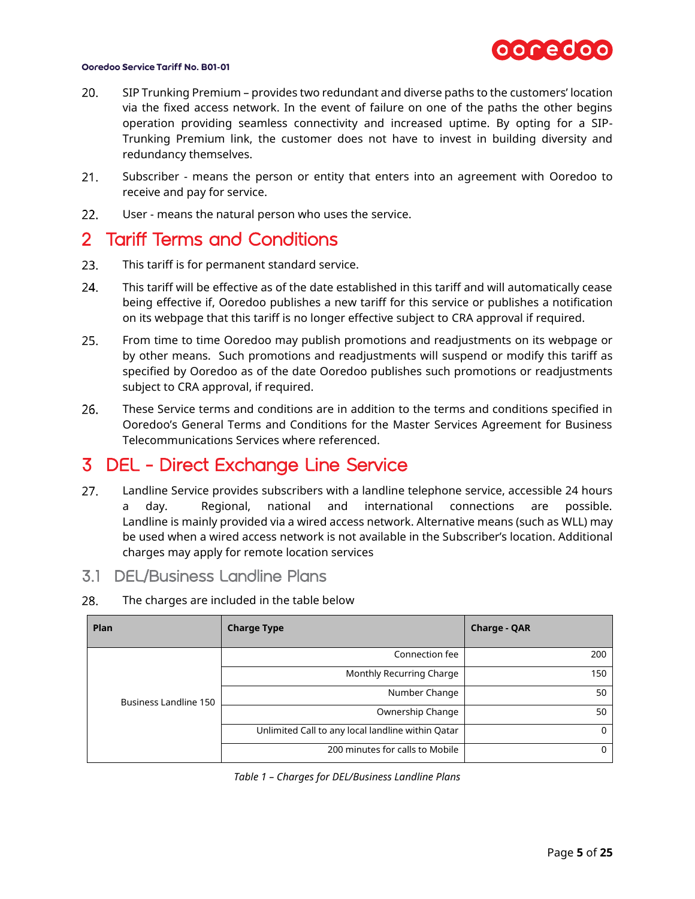20. SIP Trunking Premium – provides two redundant and diverse paths to the customers' location via the fixed access network. In the event of failure on one of the paths the other begins operation providing seamless connectivity and increased uptime. By opting for a SIP-Trunking Premium link, the customer does not have to invest in building diversity and redundancy themselves.

21. Subscriber - means the person or entity that enters into an agreement with Ooredoo to receive and pay for service.

22. User - means the natural person who uses the service.

# 2 Tariff Terms and Conditions

23. This tariff is for permanent standard service.

24. This tariff will be effective as of the date established in this tariff and will automatically cease being effective if, Ooredoo publishes a new tariff for this service or publishes a notification on its webpage that this tariff is no longer effective subject to CRA approval if required.

25. From time to time Ooredoo may publish promotions and readjustments on its webpage or by other means. Such promotions and readjustments will suspend or modify this tariff as specified by Ooredoo as of the date Ooredoo publishes such promotions or readjustments subject to CRA approval, if required.

26. These Service terms and conditions are in addition to the terms and conditions specified in Ooredoo's General Terms and Conditions for the Master Services Agreement for Business Telecommunications Services where referenced.

# 3 DEL - Direct Exchange Line Service

27. Landline Service provides subscribers with a landline telephone service, accessible 24 hours a day. Regional, national and international connections are possible. Landline is mainly provided via a wired access network. Alternative means (such as WLL) may be used when a wired access network is not available in the Subscriber's location. Additional charges may apply for remote location services

## 3.1 DEL/Business Landline Plans

28. The charges are included in the table below

| Plan | Charge Type | Charge - QAR |
|---|---|---|
| Business Landline 150 | Connection fee | 200 |
| | Monthly Recurring Charge | 150 |
| | Number Change | 50 |
| | Ownership Change | 50 |
| | Unlimited Call to any local landline within Qatar | 0 |
| | 200 minutes for calls to Mobile | 0 |

*Table 1 – Charges for DEL/Business Landline Plans*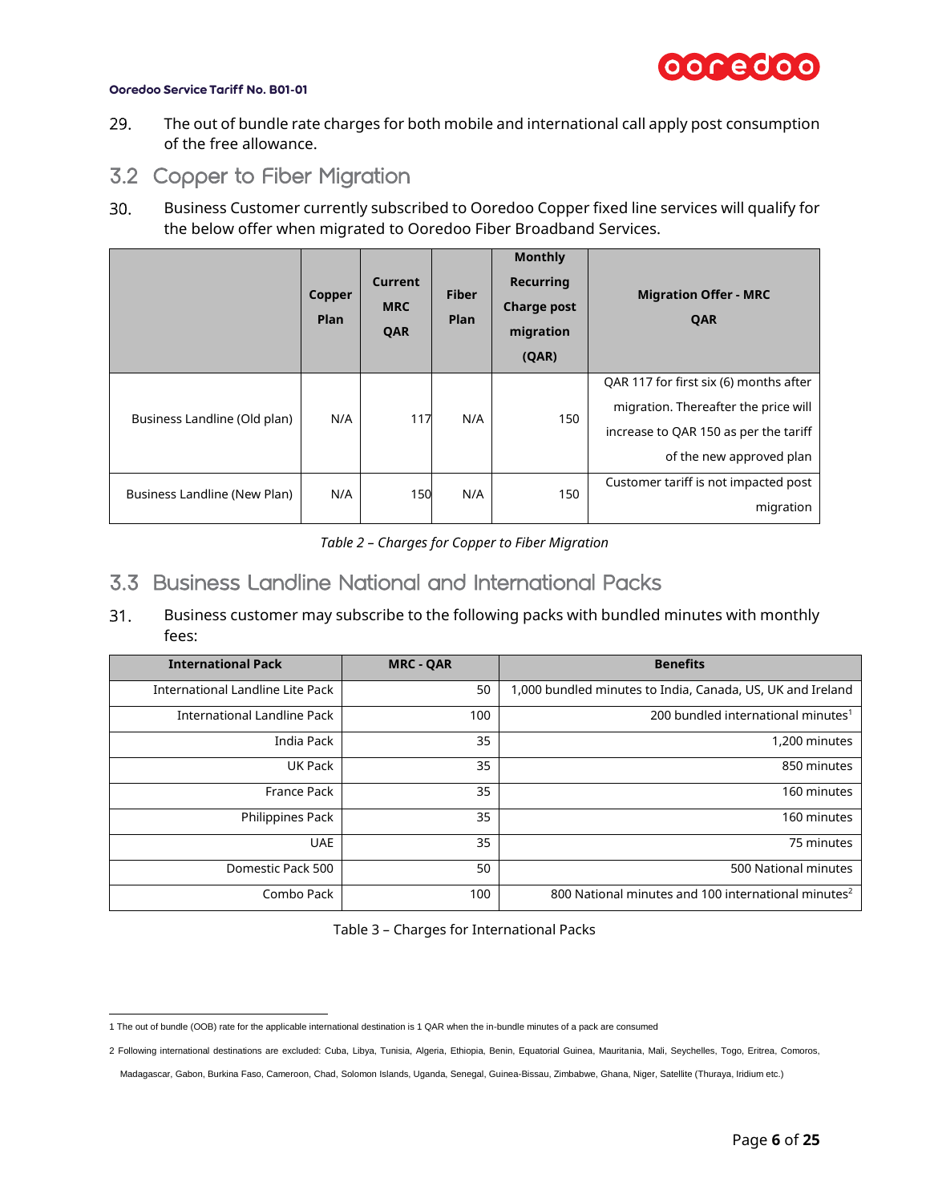29. The out of bundle rate charges for both mobile and international call apply post consumption of the free allowance.

## 3.2 Copper to Fiber Migration

30. Business Customer currently subscribed to Ooredoo Copper fixed line services will qualify for the below offer when migrated to Ooredoo Fiber Broadband Services.

| | Copper Plan | Current MRC QAR | Fiber Plan | Monthly Recurring Charge post migration (QAR) | Migration Offer - MRC QAR |
|---|---|---|---|---|---|
| Business Landline (Old plan) | N/A | 117 | N/A | 150 | QAR 117 for first six (6) months after migration. Thereafter the price will increase to QAR 150 as per the tariff of the new approved plan |
| Business Landline (New Plan) | N/A | 150 | N/A | 150 | Customer tariff is not impacted post migration |

*Table 2 – Charges for Copper to Fiber Migration*

## 3.3 Business Landline National and International Packs

31. Business customer may subscribe to the following packs with bundled minutes with monthly fees:

| International Pack | MRC - QAR | Benefits |
|---|---|---|
| International Landline Lite Pack | 50 | 1,000 bundled minutes to India, Canada, US, UK and Ireland |
| International Landline Pack | 100 | 200 bundled international minutes[1] |
| India Pack | 35 | 1,200 minutes |
| UK Pack | 35 | 850 minutes |
| France Pack | 35 | 160 minutes |
| Philippines Pack | 35 | 160 minutes |
| UAE | 35 | 75 minutes |
| Domestic Pack 500 | 50 | 500 National minutes |
| Combo Pack | 100 | 800 National minutes and 100 international minutes[2] |

Table 3 – Charges for International Packs

1 The out of bundle (OOB) rate for the applicable international destination is 1 QAR when the in-bundle minutes of a pack are consumed

2 Following international destinations are excluded: Cuba, Libya, Tunisia, Algeria, Ethiopia, Benin, Equatorial Guinea, Mauritania, Mali, Seychelles, Togo, Eritrea, Comoros, Madagascar, Gabon, Burkina Faso, Cameroon, Chad, Solomon Islands, Uganda, Senegal, Guinea-Bissau, Zimbabwe, Ghana, Niger, Satellite (Thuraya, Iridium etc.)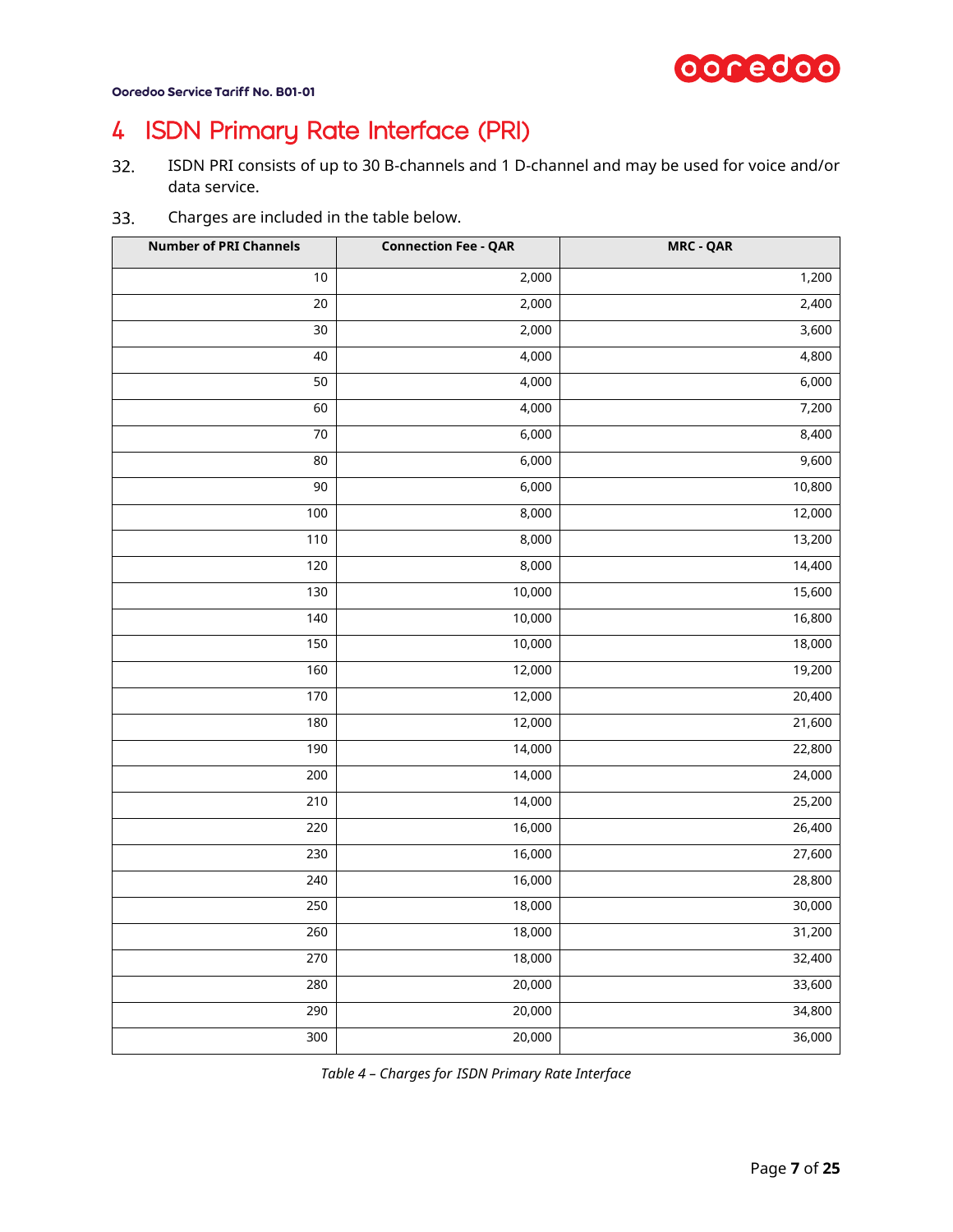# 4 ISDN Primary Rate Interface (PRI)

32. ISDN PRI consists of up to 30 B-channels and 1 D-channel and may be used for voice and/or data service.

33. Charges are included in the table below.

| Number of PRI Channels | Connection Fee - QAR | MRC - QAR |
|---:|---:|---:|
| 10 | 2,000 | 1,200 |
| 20 | 2,000 | 2,400 |
| 30 | 2,000 | 3,600 |
| 40 | 4,000 | 4,800 |
| 50 | 4,000 | 6,000 |
| 60 | 4,000 | 7,200 |
| 70 | 6,000 | 8,400 |
| 80 | 6,000 | 9,600 |
| 90 | 6,000 | 10,800 |
| 100 | 8,000 | 12,000 |
| 110 | 8,000 | 13,200 |
| 120 | 8,000 | 14,400 |
| 130 | 10,000 | 15,600 |
| 140 | 10,000 | 16,800 |
| 150 | 10,000 | 18,000 |
| 160 | 12,000 | 19,200 |
| 170 | 12,000 | 20,400 |
| 180 | 12,000 | 21,600 |
| 190 | 14,000 | 22,800 |
| 200 | 14,000 | 24,000 |
| 210 | 14,000 | 25,200 |
| 220 | 16,000 | 26,400 |
| 230 | 16,000 | 27,600 |
| 240 | 16,000 | 28,800 |
| 250 | 18,000 | 30,000 |
| 260 | 18,000 | 31,200 |
| 270 | 18,000 | 32,400 |
| 280 | 20,000 | 33,600 |
| 290 | 20,000 | 34,800 |
| 300 | 20,000 | 36,000 |

*Table 4 – Charges for ISDN Primary Rate Interface*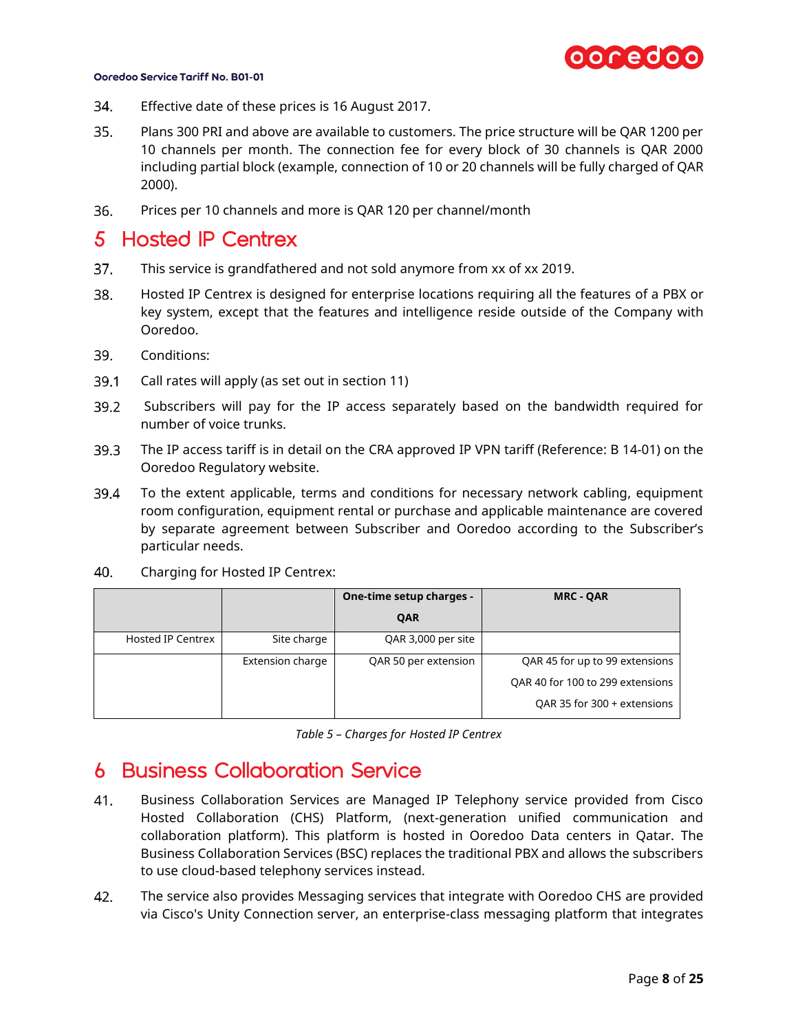34. Effective date of these prices is 16 August 2017.

35. Plans 300 PRI and above are available to customers. The price structure will be QAR 1200 per 10 channels per month. The connection fee for every block of 30 channels is QAR 2000 including partial block (example, connection of 10 or 20 channels will be fully charged of QAR 2000).

36. Prices per 10 channels and more is QAR 120 per channel/month

# 5 Hosted IP Centrex

37. This service is grandfathered and not sold anymore from xx of xx 2019.

38. Hosted IP Centrex is designed for enterprise locations requiring all the features of a PBX or key system, except that the features and intelligence reside outside of the Company with Ooredoo.

39. Conditions:

39.1 Call rates will apply (as set out in section 11)

39.2 Subscribers will pay for the IP access separately based on the bandwidth required for number of voice trunks.

39.3 The IP access tariff is in detail on the CRA approved IP VPN tariff (Reference: B 14-01) on the Ooredoo Regulatory website.

39.4 To the extent applicable, terms and conditions for necessary network cabling, equipment room configuration, equipment rental or purchase and applicable maintenance are covered by separate agreement between Subscriber and Ooredoo according to the Subscriber's particular needs.

40. Charging for Hosted IP Centrex:

| | | One-time setup charges - QAR | MRC - QAR |
|---|---|---|---|
| Hosted IP Centrex | Site charge | QAR 3,000 per site | |
| | Extension charge | QAR 50 per extension | QAR 45 for up to 99 extensions<br>QAR 40 for 100 to 299 extensions<br>QAR 35 for 300 + extensions |

*Table 5 – Charges for Hosted IP Centrex*

# 6 Business Collaboration Service

41. Business Collaboration Services are Managed IP Telephony service provided from Cisco Hosted Collaboration (CHS) Platform, (next-generation unified communication and collaboration platform). This platform is hosted in Ooredoo Data centers in Qatar. The Business Collaboration Services (BSC) replaces the traditional PBX and allows the subscribers to use cloud-based telephony services instead.

42. The service also provides Messaging services that integrate with Ooredoo CHS are provided via Cisco's Unity Connection server, an enterprise-class messaging platform that integrates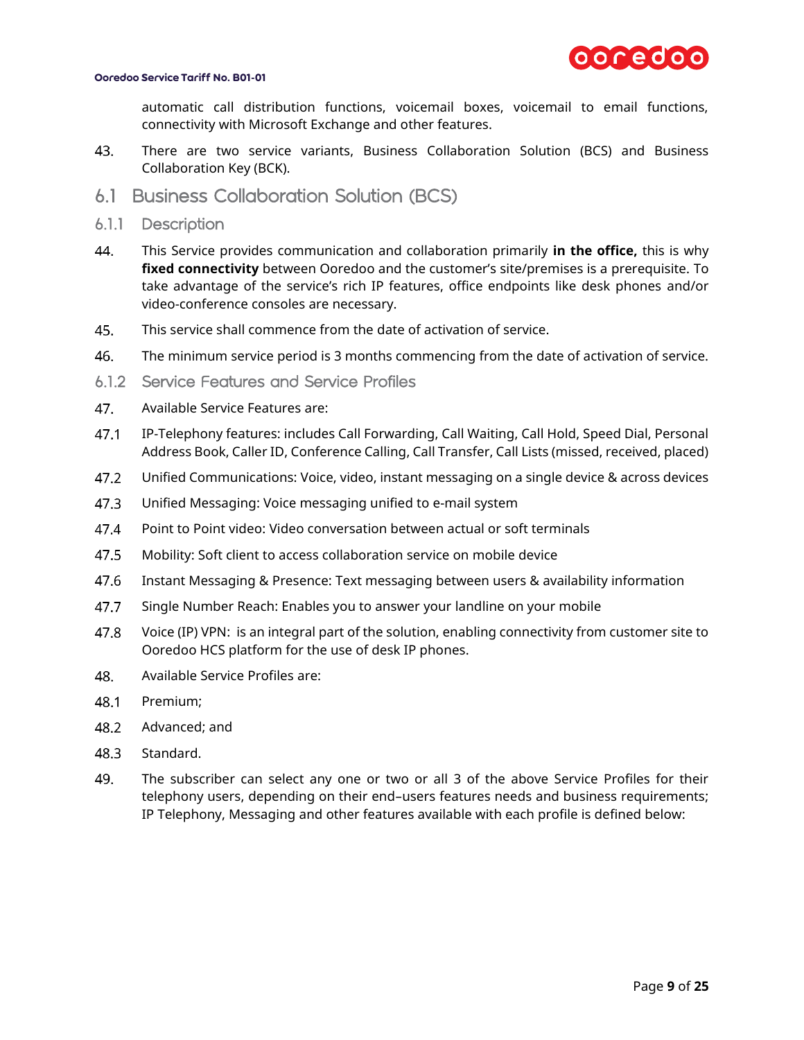automatic call distribution functions, voicemail boxes, voicemail to email functions, connectivity with Microsoft Exchange and other features.

43. There are two service variants, Business Collaboration Solution (BCS) and Business Collaboration Key (BCK).

## 6.1 Business Collaboration Solution (BCS)

### 6.1.1 Description

44. This Service provides communication and collaboration primarily **in the office,** this is why **fixed connectivity** between Ooredoo and the customer's site/premises is a prerequisite. To take advantage of the service's rich IP features, office endpoints like desk phones and/or video-conference consoles are necessary.

45. This service shall commence from the date of activation of service.

46. The minimum service period is 3 months commencing from the date of activation of service.

### 6.1.2 Service Features and Service Profiles

47. Available Service Features are:

47.1 IP-Telephony features: includes Call Forwarding, Call Waiting, Call Hold, Speed Dial, Personal Address Book, Caller ID, Conference Calling, Call Transfer, Call Lists (missed, received, placed)

47.2 Unified Communications: Voice, video, instant messaging on a single device & across devices

47.3 Unified Messaging: Voice messaging unified to e-mail system

47.4 Point to Point video: Video conversation between actual or soft terminals

47.5 Mobility: Soft client to access collaboration service on mobile device

47.6 Instant Messaging & Presence: Text messaging between users & availability information

47.7 Single Number Reach: Enables you to answer your landline on your mobile

47.8 Voice (IP) VPN: is an integral part of the solution, enabling connectivity from customer site to Ooredoo HCS platform for the use of desk IP phones.

48. Available Service Profiles are:

48.1 Premium;

48.2 Advanced; and

48.3 Standard.

49. The subscriber can select any one or two or all 3 of the above Service Profiles for their telephony users, depending on their end–users features needs and business requirements; IP Telephony, Messaging and other features available with each profile is defined below: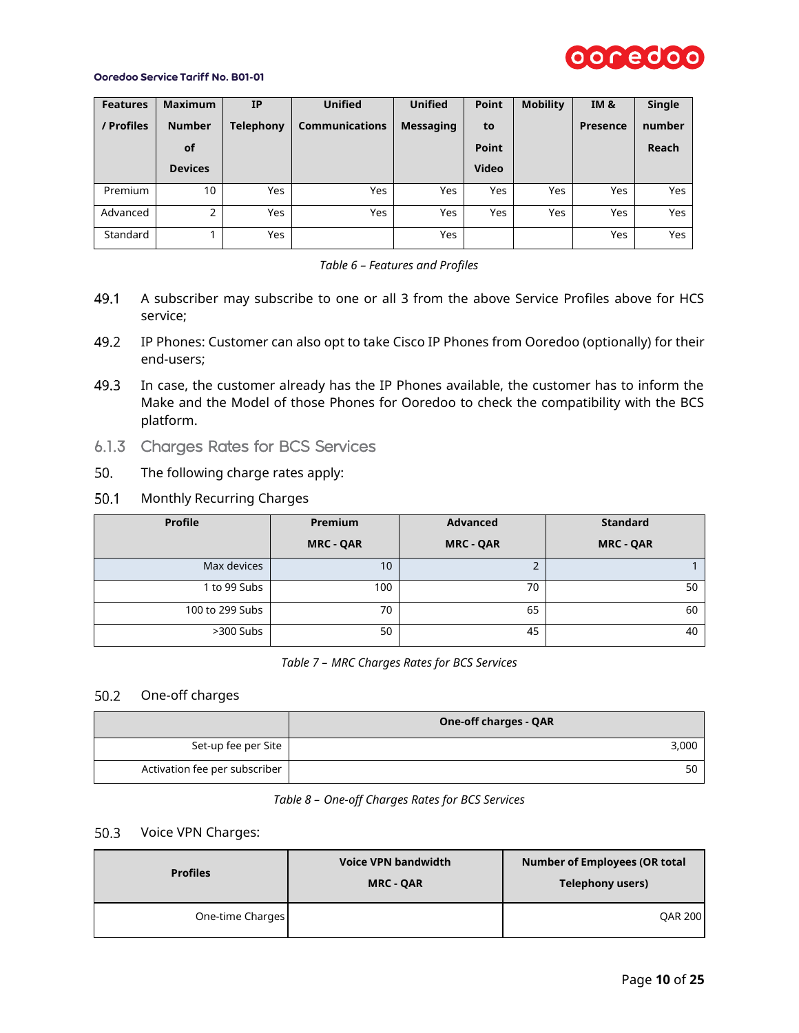| Features / Profiles | Maximum Number of Devices | IP Telephony | Unified Communications | Unified Messaging | Point to Point Video | Mobility | IM & Presence | Single number Reach |
|---|---|---|---|---|---|---|---|---|
| Premium | 10 | Yes | Yes | Yes | Yes | Yes | Yes | Yes |
| Advanced | 2 | Yes | Yes | Yes | Yes | Yes | Yes | Yes |
| Standard | 1 | Yes | | Yes | | | Yes | Yes |

*Table 6 – Features and Profiles*

49.1 A subscriber may subscribe to one or all 3 from the above Service Profiles above for HCS service;

49.2 IP Phones: Customer can also opt to take Cisco IP Phones from Ooredoo (optionally) for their end-users;

49.3 In case, the customer already has the IP Phones available, the customer has to inform the Make and the Model of those Phones for Ooredoo to check the compatibility with the BCS platform.

### 6.1.3 Charges Rates for BCS Services

50. The following charge rates apply:

50.1 Monthly Recurring Charges

| Profile | Premium MRC - QAR | Advanced MRC - QAR | Standard MRC - QAR |
|---|---|---|---|
| Max devices | 10 | 2 | 1 |
| 1 to 99 Subs | 100 | 70 | 50 |
| 100 to 299 Subs | 70 | 65 | 60 |
| >300 Subs | 50 | 45 | 40 |

*Table 7 – MRC Charges Rates for BCS Services*

50.2 One-off charges

| | One-off charges - QAR |
|---|---|
| Set-up fee per Site | 3,000 |
| Activation fee per subscriber | 50 |

*Table 8 – One-off Charges Rates for BCS Services*

50.3 Voice VPN Charges:

| Profiles | Voice VPN bandwidth MRC - QAR | Number of Employees (OR total Telephony users) |
|---|---|---|
| One-time Charges | | QAR 200 |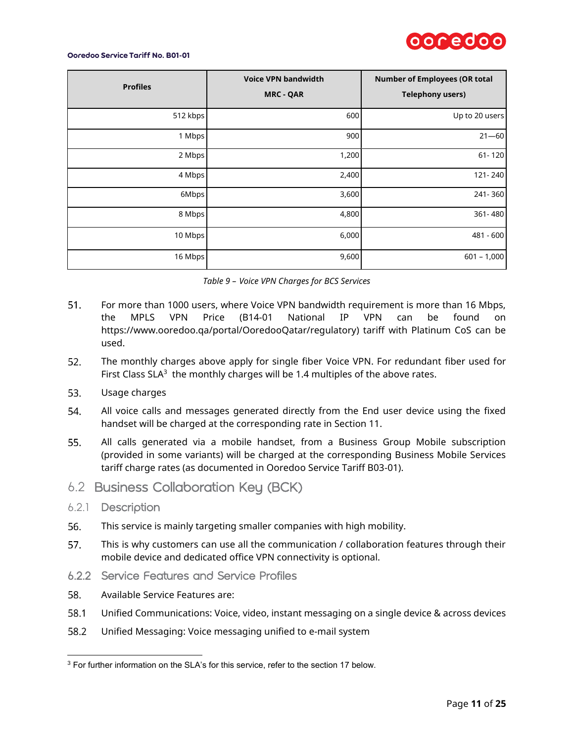| Profiles | Voice VPN bandwidth MRC - QAR | Number of Employees (OR total Telephony users) |
|---|---|---|
| 512 kbps | 600 | Up to 20 users |
| 1 Mbps | 900 | 21—60 |
| 2 Mbps | 1,200 | 61- 120 |
| 4 Mbps | 2,400 | 121- 240 |
| 6Mbps | 3,600 | 241- 360 |
| 8 Mbps | 4,800 | 361- 480 |
| 10 Mbps | 6,000 | 481 - 600 |
| 16 Mbps | 9,600 | 601 – 1,000 |

*Table 9 – Voice VPN Charges for BCS Services*

51. For more than 1000 users, where Voice VPN bandwidth requirement is more than 16 Mbps, the MPLS VPN Price (B14-01 National IP VPN can be found on https://www.ooredoo.qa/portal/OoredooQatar/regulatory) tariff with Platinum CoS can be used.

52. The monthly charges above apply for single fiber Voice VPN. For redundant fiber used for First Class SLA[3] the monthly charges will be 1.4 multiples of the above rates.

53. Usage charges

54. All voice calls and messages generated directly from the End user device using the fixed handset will be charged at the corresponding rate in Section 11.

55. All calls generated via a mobile handset, from a Business Group Mobile subscription (provided in some variants) will be charged at the corresponding Business Mobile Services tariff charge rates (as documented in Ooredoo Service Tariff B03-01).

## 6.2 Business Collaboration Key (BCK)

### 6.2.1 Description

56. This service is mainly targeting smaller companies with high mobility.

57. This is why customers can use all the communication / collaboration features through their mobile device and dedicated office VPN connectivity is optional.

### 6.2.2 Service Features and Service Profiles

58. Available Service Features are:

58.1 Unified Communications: Voice, video, instant messaging on a single device & across devices

58.2 Unified Messaging: Voice messaging unified to e-mail system

---

[3] For further information on the SLA's for this service, refer to the section 17 below.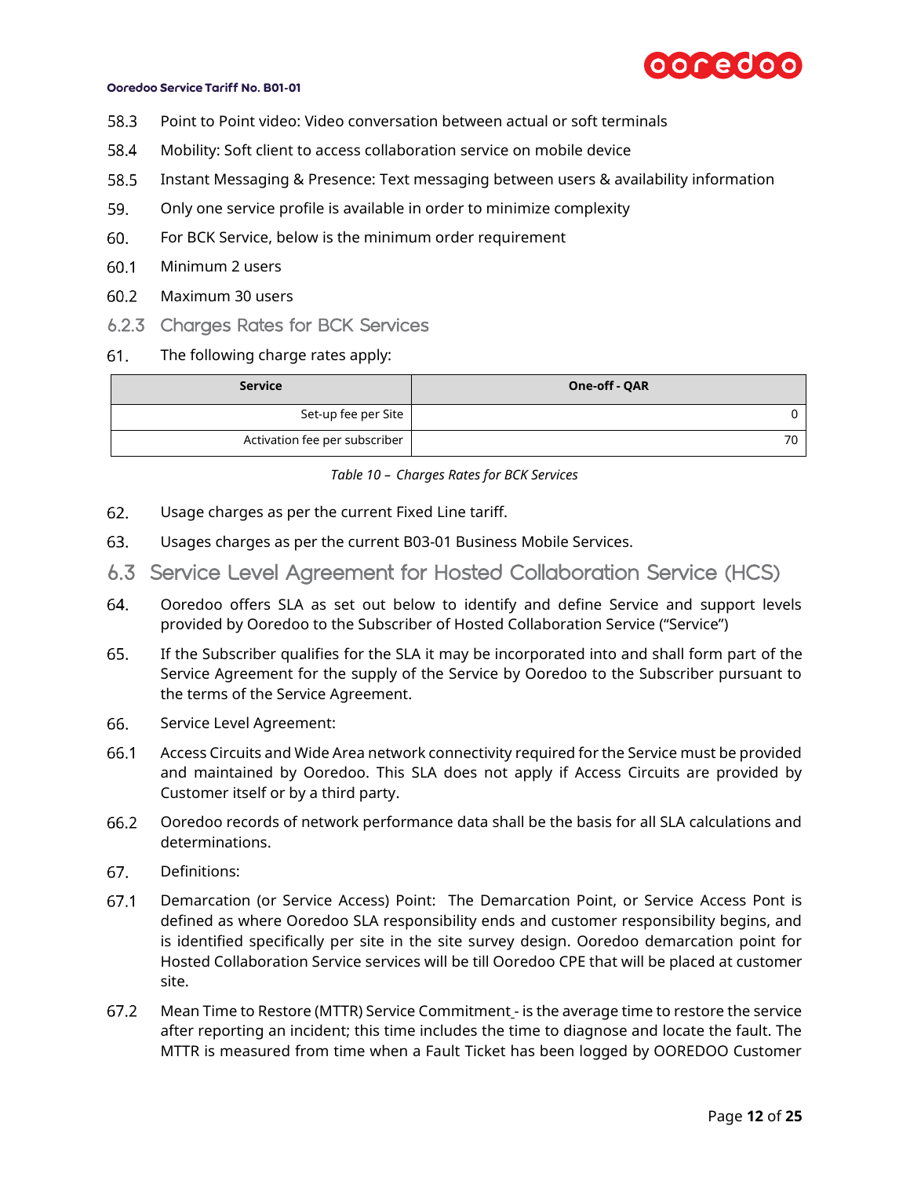58.3 Point to Point video: Video conversation between actual or soft terminals

58.4 Mobility: Soft client to access collaboration service on mobile device

58.5 Instant Messaging & Presence: Text messaging between users & availability information

59. Only one service profile is available in order to minimize complexity

60. For BCK Service, below is the minimum order requirement

60.1 Minimum 2 users

60.2 Maximum 30 users

### 6.2.3 Charges Rates for BCK Services

61. The following charge rates apply:

| Service | One-off - QAR |
|---|---|
| Set-up fee per Site | 0 |
| Activation fee per subscriber | 70 |

*Table 10 – Charges Rates for BCK Services*

62. Usage charges as per the current Fixed Line tariff.

63. Usages charges as per the current B03-01 Business Mobile Services.

## 6.3 Service Level Agreement for Hosted Collaboration Service (HCS)

64. Ooredoo offers SLA as set out below to identify and define Service and support levels provided by Ooredoo to the Subscriber of Hosted Collaboration Service ("Service")

65. If the Subscriber qualifies for the SLA it may be incorporated into and shall form part of the Service Agreement for the supply of the Service by Ooredoo to the Subscriber pursuant to the terms of the Service Agreement.

66. Service Level Agreement:

66.1 Access Circuits and Wide Area network connectivity required for the Service must be provided and maintained by Ooredoo. This SLA does not apply if Access Circuits are provided by Customer itself or by a third party.

66.2 Ooredoo records of network performance data shall be the basis for all SLA calculations and determinations.

67. Definitions:

67.1 Demarcation (or Service Access) Point: The Demarcation Point, or Service Access Pont is defined as where Ooredoo SLA responsibility ends and customer responsibility begins, and is identified specifically per site in the site survey design. Ooredoo demarcation point for Hosted Collaboration Service services will be till Ooredoo CPE that will be placed at customer site.

67.2 Mean Time to Restore (MTTR) Service Commitment - is the average time to restore the service after reporting an incident; this time includes the time to diagnose and locate the fault. The MTTR is measured from time when a Fault Ticket has been logged by OOREDOO Customer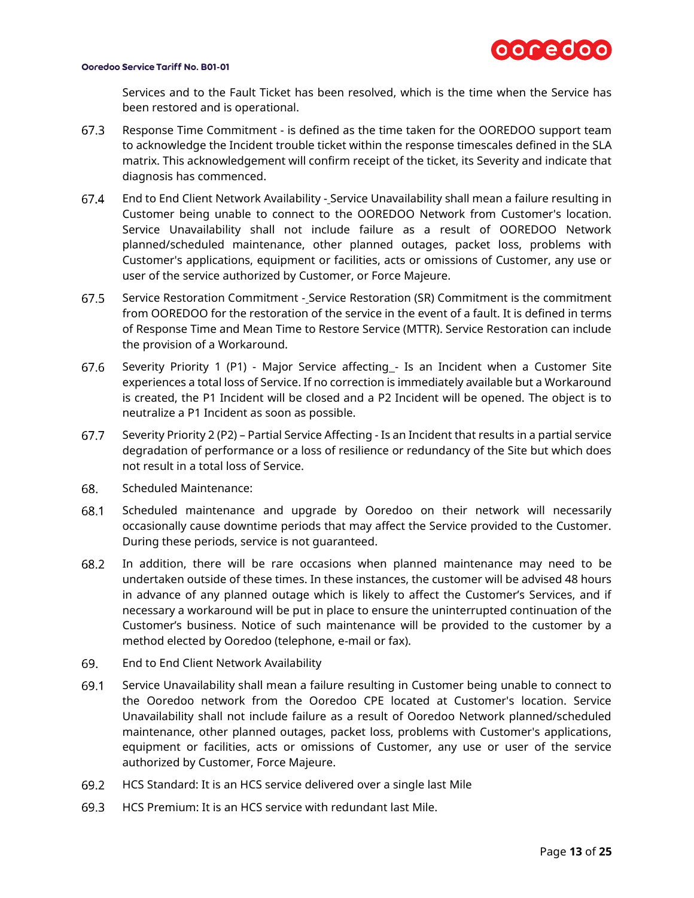Services and to the Fault Ticket has been resolved, which is the time when the Service has been restored and is operational.

67.3 Response Time Commitment - is defined as the time taken for the OOREDOO support team to acknowledge the Incident trouble ticket within the response timescales defined in the SLA matrix. This acknowledgement will confirm receipt of the ticket, its Severity and indicate that diagnosis has commenced.

67.4 End to End Client Network Availability - Service Unavailability shall mean a failure resulting in Customer being unable to connect to the OOREDOO Network from Customer's location. Service Unavailability shall not include failure as a result of OOREDOO Network planned/scheduled maintenance, other planned outages, packet loss, problems with Customer's applications, equipment or facilities, acts or omissions of Customer, any use or user of the service authorized by Customer, or Force Majeure.

67.5 Service Restoration Commitment - Service Restoration (SR) Commitment is the commitment from OOREDOO for the restoration of the service in the event of a fault. It is defined in terms of Response Time and Mean Time to Restore Service (MTTR). Service Restoration can include the provision of a Workaround.

67.6 Severity Priority 1 (P1) - Major Service affecting - Is an Incident when a Customer Site experiences a total loss of Service. If no correction is immediately available but a Workaround is created, the P1 Incident will be closed and a P2 Incident will be opened. The object is to neutralize a P1 Incident as soon as possible.

67.7 Severity Priority 2 (P2) – Partial Service Affecting - Is an Incident that results in a partial service degradation of performance or a loss of resilience or redundancy of the Site but which does not result in a total loss of Service.

68. Scheduled Maintenance:

68.1 Scheduled maintenance and upgrade by Ooredoo on their network will necessarily occasionally cause downtime periods that may affect the Service provided to the Customer. During these periods, service is not guaranteed.

68.2 In addition, there will be rare occasions when planned maintenance may need to be undertaken outside of these times. In these instances, the customer will be advised 48 hours in advance of any planned outage which is likely to affect the Customer's Services, and if necessary a workaround will be put in place to ensure the uninterrupted continuation of the Customer's business. Notice of such maintenance will be provided to the customer by a method elected by Ooredoo (telephone, e-mail or fax).

69. End to End Client Network Availability

69.1 Service Unavailability shall mean a failure resulting in Customer being unable to connect to the Ooredoo network from the Ooredoo CPE located at Customer's location. Service Unavailability shall not include failure as a result of Ooredoo Network planned/scheduled maintenance, other planned outages, packet loss, problems with Customer's applications, equipment or facilities, acts or omissions of Customer, any use or user of the service authorized by Customer, Force Majeure.

69.2 HCS Standard: It is an HCS service delivered over a single last Mile

69.3 HCS Premium: It is an HCS service with redundant last Mile.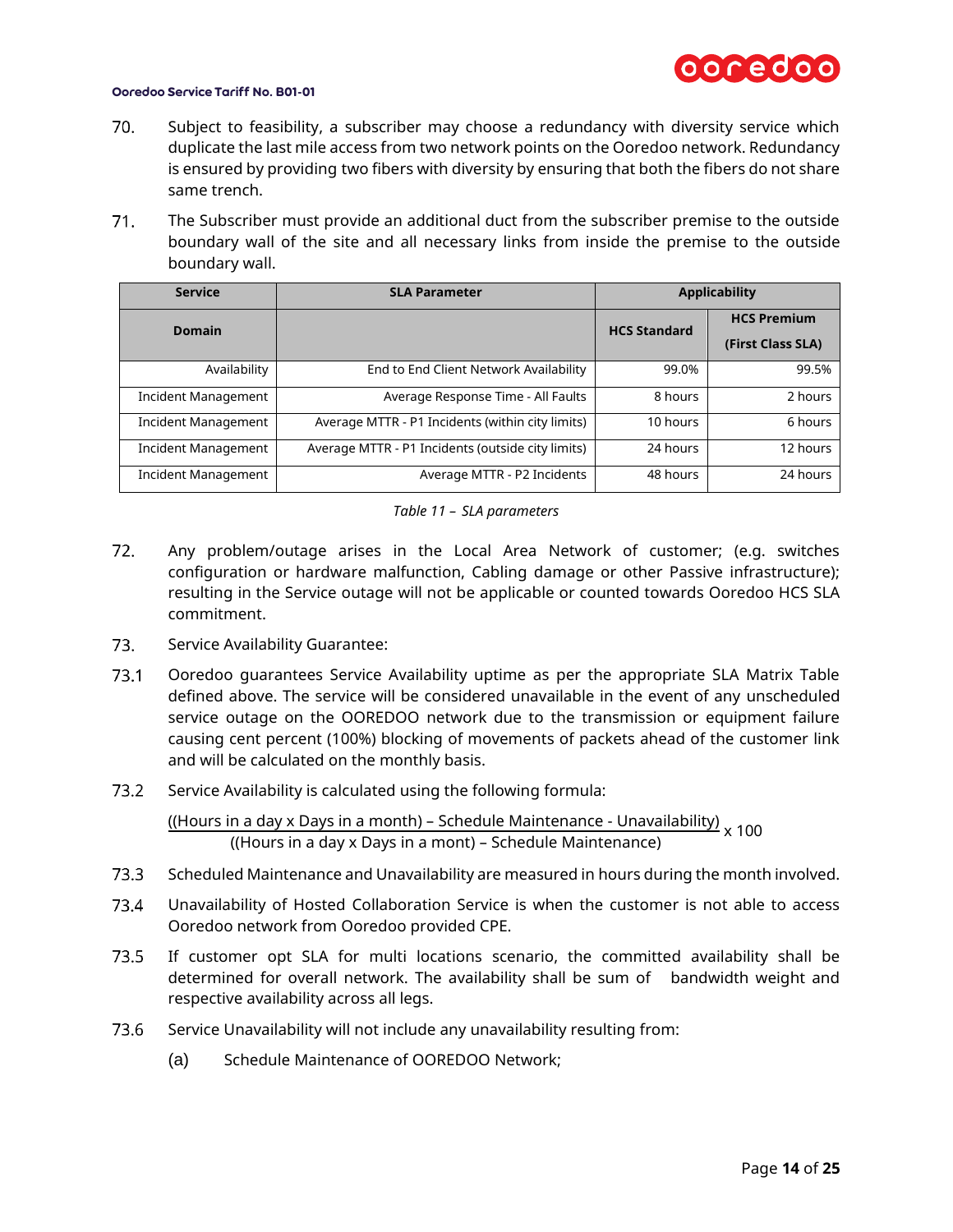70. Subject to feasibility, a subscriber may choose a redundancy with diversity service which duplicate the last mile access from two network points on the Ooredoo network. Redundancy is ensured by providing two fibers with diversity by ensuring that both the fibers do not share same trench.

71. The Subscriber must provide an additional duct from the subscriber premise to the outside boundary wall of the site and all necessary links from inside the premise to the outside boundary wall.

| Service | SLA Parameter | Applicability | |
|---|---|---|---|
| Domain | | HCS Standard | HCS Premium (First Class SLA) |
| Availability | End to End Client Network Availability | 99.0% | 99.5% |
| Incident Management | Average Response Time - All Faults | 8 hours | 2 hours |
| Incident Management | Average MTTR - P1 Incidents (within city limits) | 10 hours | 6 hours |
| Incident Management | Average MTTR - P1 Incidents (outside city limits) | 24 hours | 12 hours |
| Incident Management | Average MTTR - P2 Incidents | 48 hours | 24 hours |

*Table 11 – SLA parameters*

72. Any problem/outage arises in the Local Area Network of customer; (e.g. switches configuration or hardware malfunction, Cabling damage or other Passive infrastructure); resulting in the Service outage will not be applicable or counted towards Ooredoo HCS SLA commitment.

73. Service Availability Guarantee:

73.1 Ooredoo guarantees Service Availability uptime as per the appropriate SLA Matrix Table defined above. The service will be considered unavailable in the event of any unscheduled service outage on the OOREDOO network due to the transmission or equipment failure causing cent percent (100%) blocking of movements of packets ahead of the customer link and will be calculated on the monthly basis.

73.2 Service Availability is calculated using the following formula:

$$\frac{\text{((Hours in a day x Days in a month) – Schedule Maintenance - Unavailability)}}{\text{((Hours in a day x Days in a mont) – Schedule Maintenance)}} \times 100$$

73.3 Scheduled Maintenance and Unavailability are measured in hours during the month involved.

73.4 Unavailability of Hosted Collaboration Service is when the customer is not able to access Ooredoo network from Ooredoo provided CPE.

73.5 If customer opt SLA for multi locations scenario, the committed availability shall be determined for overall network. The availability shall be sum of bandwidth weight and respective availability across all legs.

73.6 Service Unavailability will not include any unavailability resulting from:

(a) Schedule Maintenance of OOREDOO Network;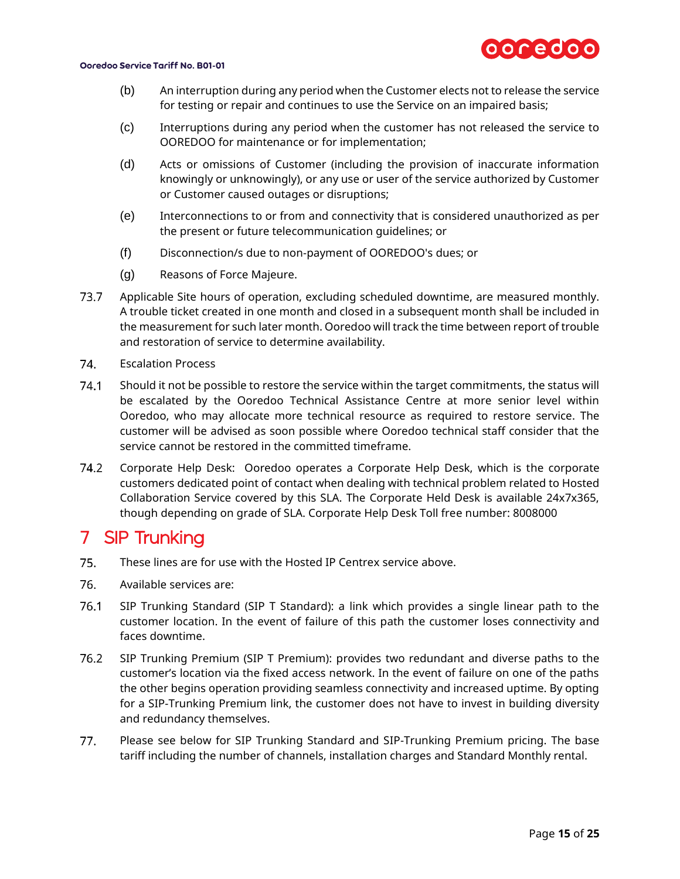(b) An interruption during any period when the Customer elects not to release the service for testing or repair and continues to use the Service on an impaired basis;

(c) Interruptions during any period when the customer has not released the service to OOREDOO for maintenance or for implementation;

(d) Acts or omissions of Customer (including the provision of inaccurate information knowingly or unknowingly), or any use or user of the service authorized by Customer or Customer caused outages or disruptions;

(e) Interconnections to or from and connectivity that is considered unauthorized as per the present or future telecommunication guidelines; or

(f) Disconnection/s due to non-payment of OOREDOO's dues; or

(g) Reasons of Force Majeure.

73.7 Applicable Site hours of operation, excluding scheduled downtime, are measured monthly. A trouble ticket created in one month and closed in a subsequent month shall be included in the measurement for such later month. Ooredoo will track the time between report of trouble and restoration of service to determine availability.

74. Escalation Process

74.1 Should it not be possible to restore the service within the target commitments, the status will be escalated by the Ooredoo Technical Assistance Centre at more senior level within Ooredoo, who may allocate more technical resource as required to restore service. The customer will be advised as soon possible where Ooredoo technical staff consider that the service cannot be restored in the committed timeframe.

74.2 Corporate Help Desk: Ooredoo operates a Corporate Help Desk, which is the corporate customers dedicated point of contact when dealing with technical problem related to Hosted Collaboration Service covered by this SLA. The Corporate Held Desk is available 24x7x365, though depending on grade of SLA. Corporate Help Desk Toll free number: 8008000

# 7 SIP Trunking

75. These lines are for use with the Hosted IP Centrex service above.

76. Available services are:

76.1 SIP Trunking Standard (SIP T Standard): a link which provides a single linear path to the customer location. In the event of failure of this path the customer loses connectivity and faces downtime.

76.2 SIP Trunking Premium (SIP T Premium): provides two redundant and diverse paths to the customer's location via the fixed access network. In the event of failure on one of the paths the other begins operation providing seamless connectivity and increased uptime. By opting for a SIP-Trunking Premium link, the customer does not have to invest in building diversity and redundancy themselves.

77. Please see below for SIP Trunking Standard and SIP-Trunking Premium pricing. The base tariff including the number of channels, installation charges and Standard Monthly rental.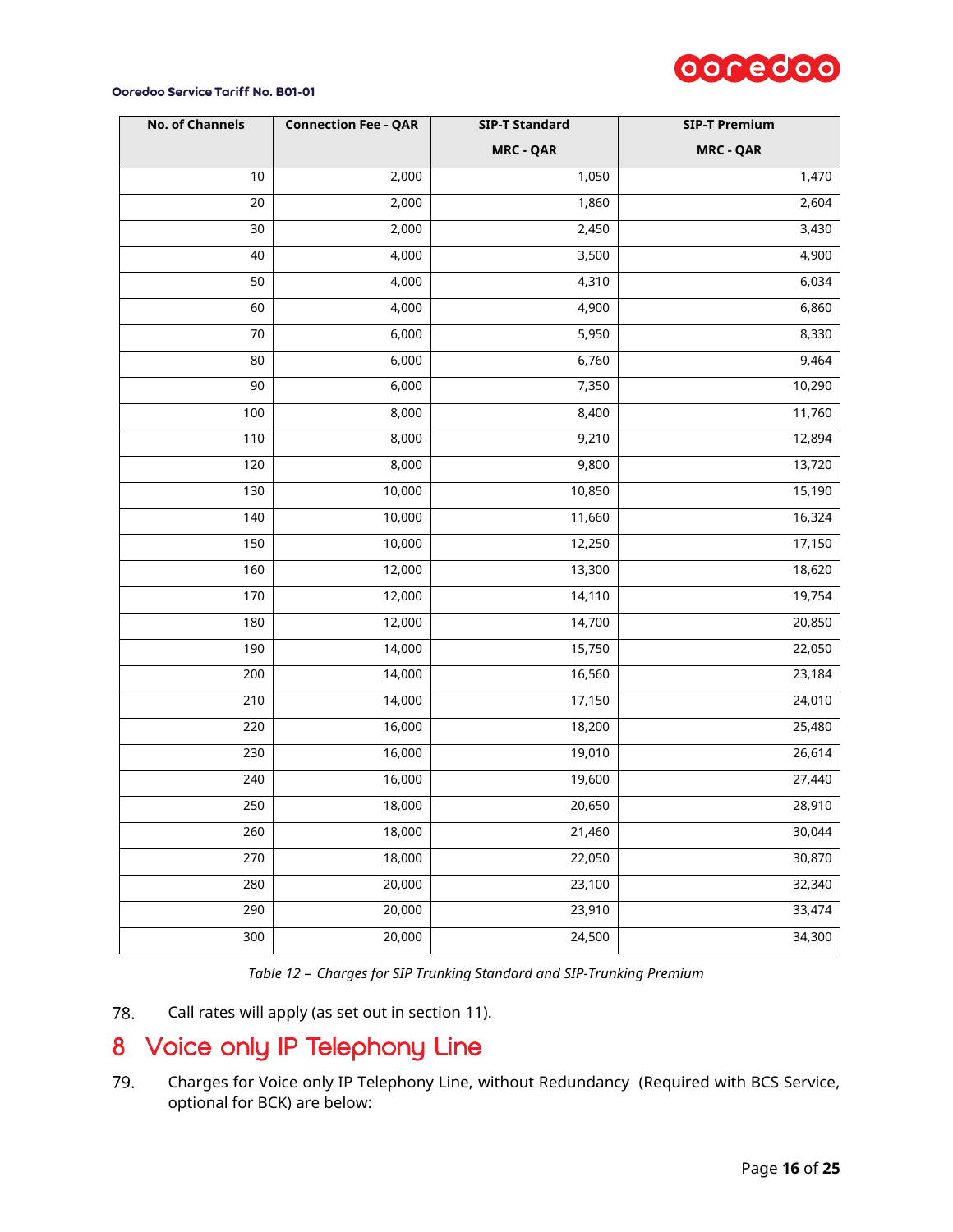| No. of Channels | Connection Fee - QAR | SIP-T Standard MRC - QAR | SIP-T Premium MRC - QAR |
|---|---|---|---|
| 10 | 2,000 | 1,050 | 1,470 |
| 20 | 2,000 | 1,860 | 2,604 |
| 30 | 2,000 | 2,450 | 3,430 |
| 40 | 4,000 | 3,500 | 4,900 |
| 50 | 4,000 | 4,310 | 6,034 |
| 60 | 4,000 | 4,900 | 6,860 |
| 70 | 6,000 | 5,950 | 8,330 |
| 80 | 6,000 | 6,760 | 9,464 |
| 90 | 6,000 | 7,350 | 10,290 |
| 100 | 8,000 | 8,400 | 11,760 |
| 110 | 8,000 | 9,210 | 12,894 |
| 120 | 8,000 | 9,800 | 13,720 |
| 130 | 10,000 | 10,850 | 15,190 |
| 140 | 10,000 | 11,660 | 16,324 |
| 150 | 10,000 | 12,250 | 17,150 |
| 160 | 12,000 | 13,300 | 18,620 |
| 170 | 12,000 | 14,110 | 19,754 |
| 180 | 12,000 | 14,700 | 20,850 |
| 190 | 14,000 | 15,750 | 22,050 |
| 200 | 14,000 | 16,560 | 23,184 |
| 210 | 14,000 | 17,150 | 24,010 |
| 220 | 16,000 | 18,200 | 25,480 |
| 230 | 16,000 | 19,010 | 26,614 |
| 240 | 16,000 | 19,600 | 27,440 |
| 250 | 18,000 | 20,650 | 28,910 |
| 260 | 18,000 | 21,460 | 30,044 |
| 270 | 18,000 | 22,050 | 30,870 |
| 280 | 20,000 | 23,100 | 32,340 |
| 290 | 20,000 | 23,910 | 33,474 |
| 300 | 20,000 | 24,500 | 34,300 |

*Table 12 – Charges for SIP Trunking Standard and SIP-Trunking Premium*

78. Call rates will apply (as set out in section 11).

# 8 Voice only IP Telephony Line

79. Charges for Voice only IP Telephony Line, without Redundancy (Required with BCS Service, optional for BCK) are below: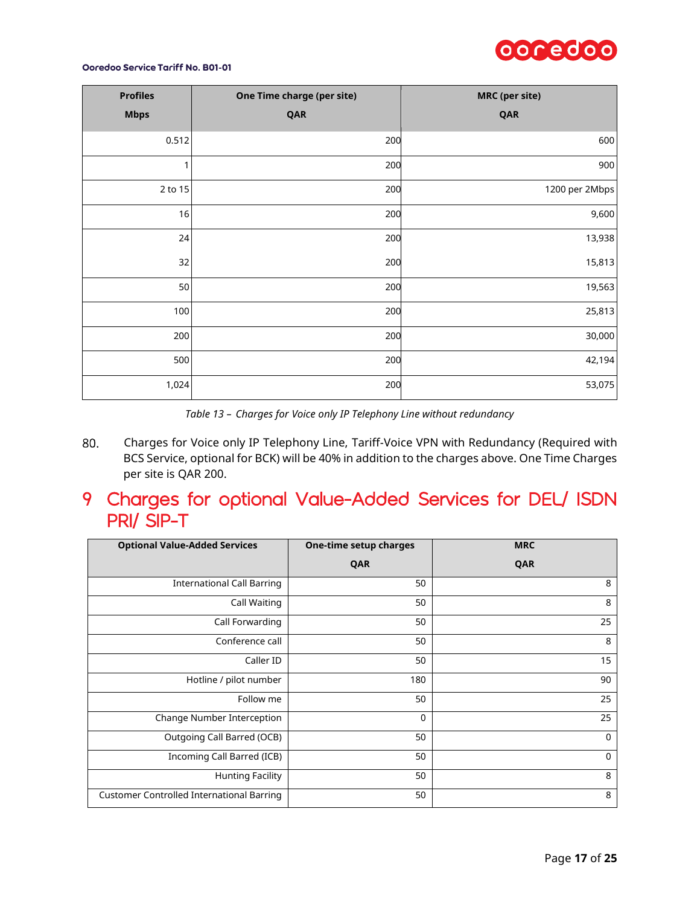| Profiles Mbps | One Time charge (per site) QAR | MRC (per site) QAR |
|---|---|---|
| 0.512 | 200 | 600 |
| 1 | 200 | 900 |
| 2 to 15 | 200 | 1200 per 2Mbps |
| 16 | 200 | 9,600 |
| 24 | 200 | 13,938 |
| 32 | 200 | 15,813 |
| 50 | 200 | 19,563 |
| 100 | 200 | 25,813 |
| 200 | 200 | 30,000 |
| 500 | 200 | 42,194 |
| 1,024 | 200 | 53,075 |

*Table 13 – Charges for Voice only IP Telephony Line without redundancy*

80. Charges for Voice only IP Telephony Line, Tariff-Voice VPN with Redundancy (Required with BCS Service, optional for BCK) will be 40% in addition to the charges above. One Time Charges per site is QAR 200.

# 9 Charges for optional Value-Added Services for DEL/ ISDN PRI/ SIP-T

| Optional Value-Added Services | One-time setup charges QAR | MRC QAR |
|---|---|---|
| International Call Barring | 50 | 8 |
| Call Waiting | 50 | 8 |
| Call Forwarding | 50 | 25 |
| Conference call | 50 | 8 |
| Caller ID | 50 | 15 |
| Hotline / pilot number | 180 | 90 |
| Follow me | 50 | 25 |
| Change Number Interception | 0 | 25 |
| Outgoing Call Barred (OCB) | 50 | 0 |
| Incoming Call Barred (ICB) | 50 | 0 |
| Hunting Facility | 50 | 8 |
| Customer Controlled International Barring | 50 | 8 |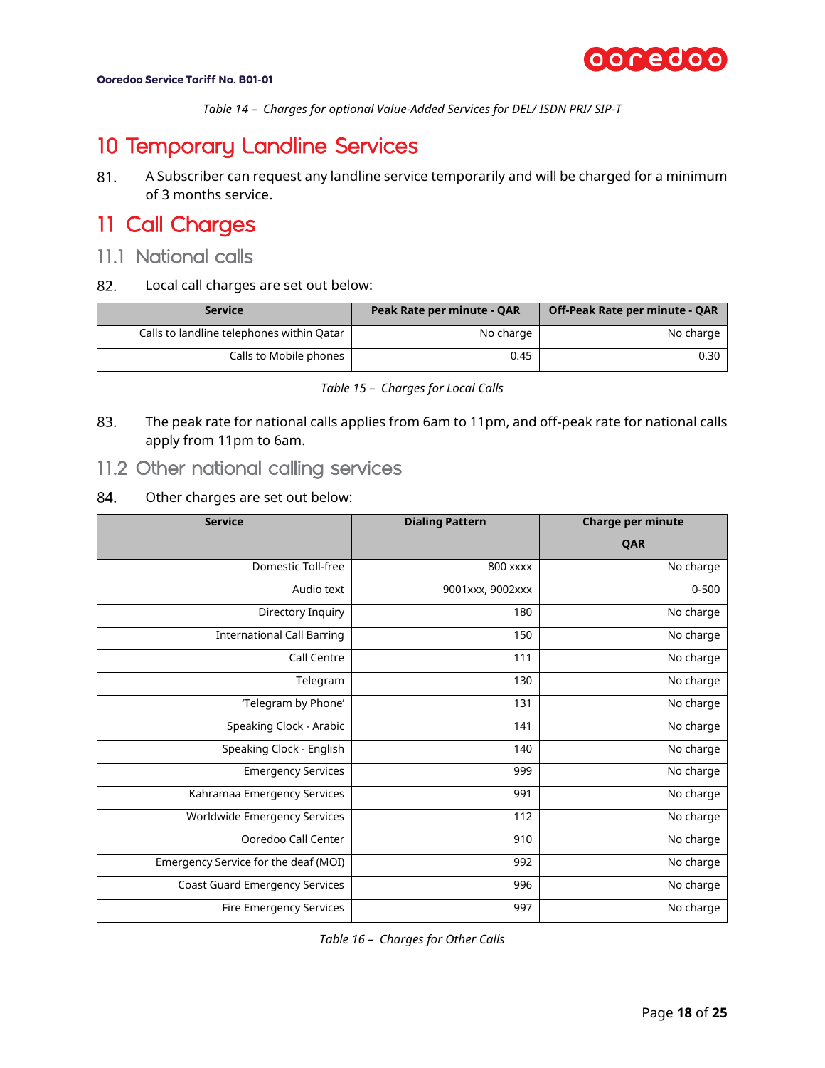*Table 14 – Charges for optional Value-Added Services for DEL/ ISDN PRI/ SIP-T*

# 10 Temporary Landline Services

81. A Subscriber can request any landline service temporarily and will be charged for a minimum of 3 months service.

# 11 Call Charges

## 11.1 National calls

82. Local call charges are set out below:

| Service | Peak Rate per minute - QAR | Off-Peak Rate per minute - QAR |
|---|---|---|
| Calls to landline telephones within Qatar | No charge | No charge |
| Calls to Mobile phones | 0.45 | 0.30 |

*Table 15 – Charges for Local Calls*

83. The peak rate for national calls applies from 6am to 11pm, and off-peak rate for national calls apply from 11pm to 6am.

## 11.2 Other national calling services

84. Other charges are set out below:

| Service | Dialing Pattern | Charge per minute QAR |
|---|---|---|
| Domestic Toll-free | 800 xxxx | No charge |
| Audio text | 9001xxx, 9002xxx | 0-500 |
| Directory Inquiry | 180 | No charge |
| International Call Barring | 150 | No charge |
| Call Centre | 111 | No charge |
| Telegram | 130 | No charge |
| 'Telegram by Phone' | 131 | No charge |
| Speaking Clock - Arabic | 141 | No charge |
| Speaking Clock - English | 140 | No charge |
| Emergency Services | 999 | No charge |
| Kahramaa Emergency Services | 991 | No charge |
| Worldwide Emergency Services | 112 | No charge |
| Ooredoo Call Center | 910 | No charge |
| Emergency Service for the deaf (MOI) | 992 | No charge |
| Coast Guard Emergency Services | 996 | No charge |
| Fire Emergency Services | 997 | No charge |

*Table 16 – Charges for Other Calls*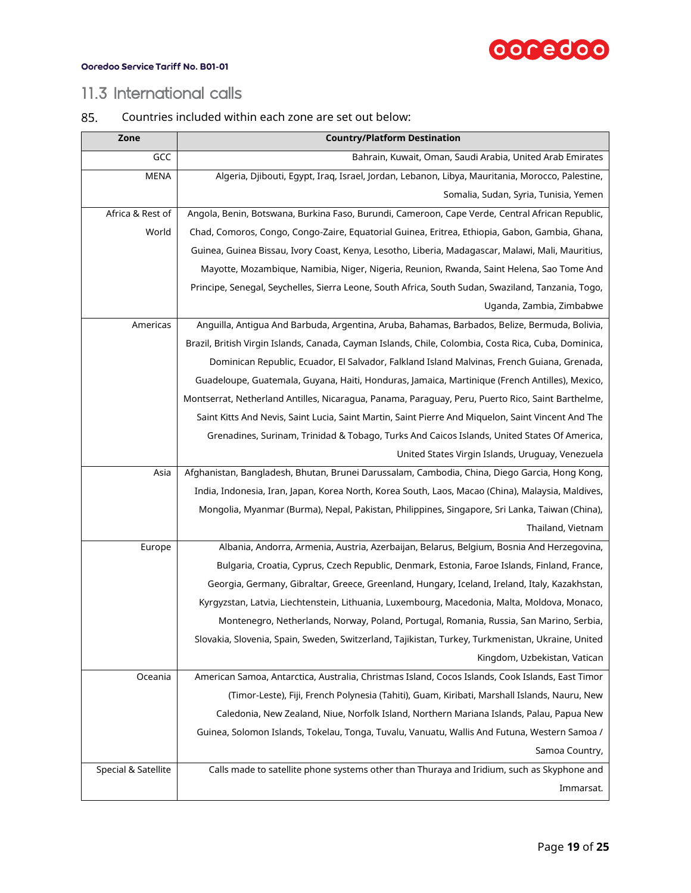## 11.3 International calls

85. Countries included within each zone are set out below:

| Zone | Country/Platform Destination |
| --- | --- |
| GCC | Bahrain, Kuwait, Oman, Saudi Arabia, United Arab Emirates |
| MENA | Algeria, Djibouti, Egypt, Iraq, Israel, Jordan, Lebanon, Libya, Mauritania, Morocco, Palestine, Somalia, Sudan, Syria, Tunisia, Yemen |
| Africa & Rest of World | Angola, Benin, Botswana, Burkina Faso, Burundi, Cameroon, Cape Verde, Central African Republic, Chad, Comoros, Congo, Congo-Zaire, Equatorial Guinea, Eritrea, Ethiopia, Gabon, Gambia, Ghana, Guinea, Guinea Bissau, Ivory Coast, Kenya, Lesotho, Liberia, Madagascar, Malawi, Mali, Mauritius, Mayotte, Mozambique, Namibia, Niger, Nigeria, Reunion, Rwanda, Saint Helena, Sao Tome And Principe, Senegal, Seychelles, Sierra Leone, South Africa, South Sudan, Swaziland, Tanzania, Togo, Uganda, Zambia, Zimbabwe |
| Americas | Anguilla, Antigua And Barbuda, Argentina, Aruba, Bahamas, Barbados, Belize, Bermuda, Bolivia, Brazil, British Virgin Islands, Canada, Cayman Islands, Chile, Colombia, Costa Rica, Cuba, Dominica, Dominican Republic, Ecuador, El Salvador, Falkland Island Malvinas, French Guiana, Grenada, Guadeloupe, Guatemala, Guyana, Haiti, Honduras, Jamaica, Martinique (French Antilles), Mexico, Montserrat, Netherland Antilles, Nicaragua, Panama, Paraguay, Peru, Puerto Rico, Saint Barthelme, Saint Kitts And Nevis, Saint Lucia, Saint Martin, Saint Pierre And Miquelon, Saint Vincent And The Grenadines, Surinam, Trinidad & Tobago, Turks And Caicos Islands, United States Of America, United States Virgin Islands, Uruguay, Venezuela |
| Asia | Afghanistan, Bangladesh, Bhutan, Brunei Darussalam, Cambodia, China, Diego Garcia, Hong Kong, India, Indonesia, Iran, Japan, Korea North, Korea South, Laos, Macao (China), Malaysia, Maldives, Mongolia, Myanmar (Burma), Nepal, Pakistan, Philippines, Singapore, Sri Lanka, Taiwan (China), Thailand, Vietnam |
| Europe | Albania, Andorra, Armenia, Austria, Azerbaijan, Belarus, Belgium, Bosnia And Herzegovina, Bulgaria, Croatia, Cyprus, Czech Republic, Denmark, Estonia, Faroe Islands, Finland, France, Georgia, Germany, Gibraltar, Greece, Greenland, Hungary, Iceland, Ireland, Italy, Kazakhstan, Kyrgyzstan, Latvia, Liechtenstein, Lithuania, Luxembourg, Macedonia, Malta, Moldova, Monaco, Montenegro, Netherlands, Norway, Poland, Portugal, Romania, Russia, San Marino, Serbia, Slovakia, Slovenia, Spain, Sweden, Switzerland, Tajikistan, Turkey, Turkmenistan, Ukraine, United Kingdom, Uzbekistan, Vatican |
| Oceania | American Samoa, Antarctica, Australia, Christmas Island, Cocos Islands, Cook Islands, East Timor (Timor-Leste), Fiji, French Polynesia (Tahiti), Guam, Kiribati, Marshall Islands, Nauru, New Caledonia, New Zealand, Niue, Norfolk Island, Northern Mariana Islands, Palau, Papua New Guinea, Solomon Islands, Tokelau, Tonga, Tuvalu, Vanuatu, Wallis And Futuna, Western Samoa / Samoa Country, |
| Special & Satellite | Calls made to satellite phone systems other than Thuraya and Iridium, such as Skyphone and Immarsat. |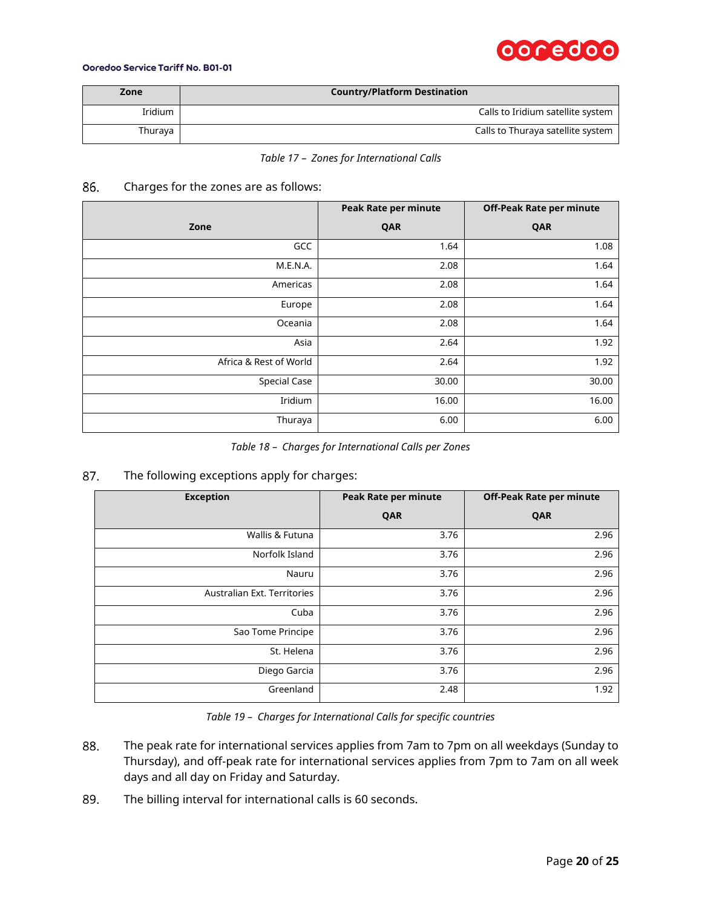| Zone | Country/Platform Destination |
| --- | --- |
| Iridium | Calls to Iridium satellite system |
| Thuraya | Calls to Thuraya satellite system |

*Table 17 – Zones for International Calls*

86. Charges for the zones are as follows:

| Zone | Peak Rate per minute QAR | Off-Peak Rate per minute QAR |
| --- | --- | --- |
| GCC | 1.64 | 1.08 |
| M.E.N.A. | 2.08 | 1.64 |
| Americas | 2.08 | 1.64 |
| Europe | 2.08 | 1.64 |
| Oceania | 2.08 | 1.64 |
| Asia | 2.64 | 1.92 |
| Africa & Rest of World | 2.64 | 1.92 |
| Special Case | 30.00 | 30.00 |
| Iridium | 16.00 | 16.00 |
| Thuraya | 6.00 | 6.00 |

*Table 18 – Charges for International Calls per Zones*

87. The following exceptions apply for charges:

| Exception | Peak Rate per minute QAR | Off-Peak Rate per minute QAR |
| --- | --- | --- |
| Wallis & Futuna | 3.76 | 2.96 |
| Norfolk Island | 3.76 | 2.96 |
| Nauru | 3.76 | 2.96 |
| Australian Ext. Territories | 3.76 | 2.96 |
| Cuba | 3.76 | 2.96 |
| Sao Tome Principe | 3.76 | 2.96 |
| St. Helena | 3.76 | 2.96 |
| Diego Garcia | 3.76 | 2.96 |
| Greenland | 2.48 | 1.92 |

*Table 19 – Charges for International Calls for specific countries*

88. The peak rate for international services applies from 7am to 7pm on all weekdays (Sunday to Thursday), and off-peak rate for international services applies from 7pm to 7am on all week days and all day on Friday and Saturday.

89. The billing interval for international calls is 60 seconds.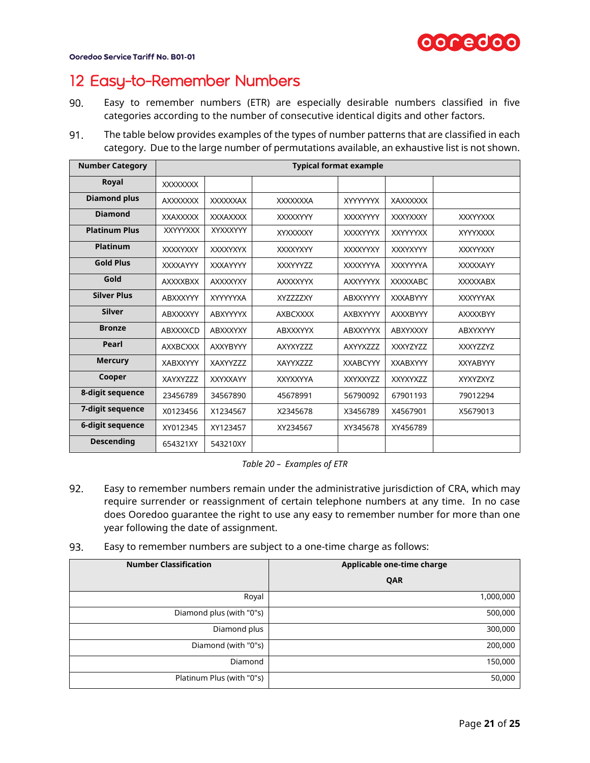# 12 Easy-to-Remember Numbers

90. Easy to remember numbers (ETR) are especially desirable numbers classified in five categories according to the number of consecutive identical digits and other factors.

91. The table below provides examples of the types of number patterns that are classified in each category. Due to the large number of permutations available, an exhaustive list is not shown.

| Number Category | Typical format example | | | | | |
|---|---|---|---|---|---|---|
| Royal | XXXXXXXX | | | | | |
| Diamond plus | AXXXXXXX | XXXXXXAX | XXXXXXXA | XYYYYYYX | XAXXXXXX | |
| Diamond | XXAXXXXX | XXXAXXXX | XXXXXYYY | XXXXYYYY | XXXYXXXY | XXXYYXXX |
| Platinum Plus | XXYYYXXX | XYXXXYYY | XYXXXXXY | XXXXYYYX | XXYYYYXX | XYYYXXXX |
| Platinum | XXXXYXXY | XXXXYXYX | XXXXYXYY | XXXXYYXY | XXXYXYYY | XXXYYXXY |
| Gold Plus | XXXXAYYY | XXXAYYYY | XXXYYYZZ | XXXXYYYA | XXXYYYYA | XXXXXAYX |
| Gold | AXXXXBXX | AXXXXYXY | AXXXXYYX | AXXYYYYX | XXXXXABC | XXXXXABX |
| Silver Plus | ABXXXYYY | XYYYYYXA | XYZZZZXY | ABXXYYYY | XXXABYYY | XXXYYYAX |
| Silver | ABXXXXYY | ABXYYYYX | AXBCXXXX | AXBXYYYY | AXXXBYYY | AXXXXBYY |
| Bronze | ABXXXXCD | ABXXXYXY | ABXXXYYX | ABXXYYYX | ABXYXXXY | ABXYXYYY |
| Pearl | AXXBCXXX | AXXYBYYY | AXYXYZZZ | AXYYXZZZ | XXXYZYZZ | XXXYZZYZ |
| Mercury | XABXXYYY | XAXYYZZZ | XAYYXZZZ | XXABCYYY | XXABXYYY | XXYABYYY |
| Cooper | XAYXYZZZ | XXYXXAYY | XXYXXYYA | XXYXXYZZ | XXYXYXZZ | XYXYZXYZ |
| 8-digit sequence | 23456789 | 34567890 | 45678991 | 56790092 | 67901193 | 79012294 |
| 7-digit sequence | X0123456 | X1234567 | X2345678 | X3456789 | X4567901 | X5679013 |
| 6-digit sequence | XY012345 | XY123457 | XY234567 | XY345678 | XY456789 | |
| Descending | 654321XY | 543210XY | | | | |

*Table 20 – Examples of ETR*

92. Easy to remember numbers remain under the administrative jurisdiction of CRA, which may require surrender or reassignment of certain telephone numbers at any time. In no case does Ooredoo guarantee the right to use any easy to remember number for more than one year following the date of assignment.

93. Easy to remember numbers are subject to a one-time charge as follows:

| Number Classification | Applicable one-time charge QAR |
|---:|---:|
| Royal | 1,000,000 |
| Diamond plus (with "0"s) | 500,000 |
| Diamond plus | 300,000 |
| Diamond (with "0"s) | 200,000 |
| Diamond | 150,000 |
| Platinum Plus (with "0"s) | 50,000 |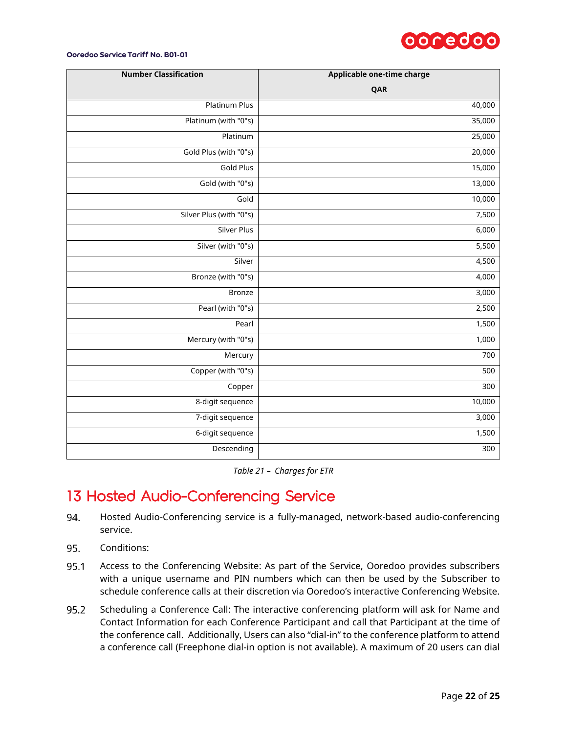| Number Classification | Applicable one-time charge QAR |
|---:|---:|
| Platinum Plus | 40,000 |
| Platinum (with "0"s) | 35,000 |
| Platinum | 25,000 |
| Gold Plus (with "0"s) | 20,000 |
| Gold Plus | 15,000 |
| Gold (with "0"s) | 13,000 |
| Gold | 10,000 |
| Silver Plus (with "0"s) | 7,500 |
| Silver Plus | 6,000 |
| Silver (with "0"s) | 5,500 |
| Silver | 4,500 |
| Bronze (with "0"s) | 4,000 |
| Bronze | 3,000 |
| Pearl (with "0"s) | 2,500 |
| Pearl | 1,500 |
| Mercury (with "0"s) | 1,000 |
| Mercury | 700 |
| Copper (with "0"s) | 500 |
| Copper | 300 |
| 8-digit sequence | 10,000 |
| 7-digit sequence | 3,000 |
| 6-digit sequence | 1,500 |
| Descending | 300 |

*Table 21 – Charges for ETR*

# 13 Hosted Audio-Conferencing Service

94. Hosted Audio-Conferencing service is a fully-managed, network-based audio-conferencing service.

95. Conditions:

95.1 Access to the Conferencing Website: As part of the Service, Ooredoo provides subscribers with a unique username and PIN numbers which can then be used by the Subscriber to schedule conference calls at their discretion via Ooredoo's interactive Conferencing Website.

95.2 Scheduling a Conference Call: The interactive conferencing platform will ask for Name and Contact Information for each Conference Participant and call that Participant at the time of the conference call. Additionally, Users can also "dial-in" to the conference platform to attend a conference call (Freephone dial-in option is not available). A maximum of 20 users can dial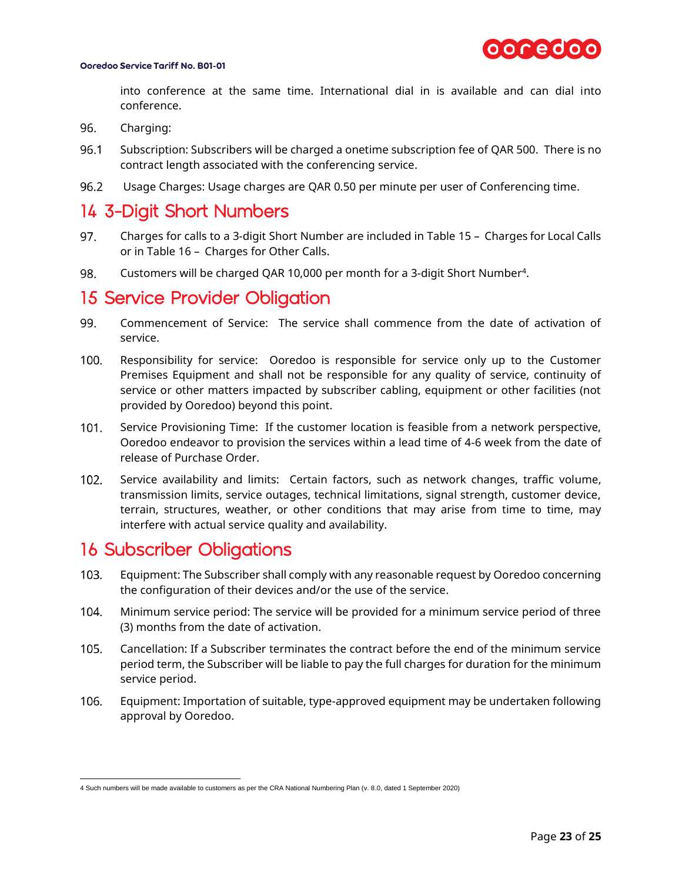into conference at the same time. International dial in is available and can dial into conference.

96. Charging:

96.1 Subscription: Subscribers will be charged a onetime subscription fee of QAR 500. There is no contract length associated with the conferencing service.

96.2 Usage Charges: Usage charges are QAR 0.50 per minute per user of Conferencing time.

# 14 3-Digit Short Numbers

97. Charges for calls to a 3-digit Short Number are included in Table 15 – Charges for Local Calls or in Table 16 – Charges for Other Calls.

98. Customers will be charged QAR 10,000 per month for a 3-digit Short Number[4].

# 15 Service Provider Obligation

99. Commencement of Service: The service shall commence from the date of activation of service.

100. Responsibility for service: Ooredoo is responsible for service only up to the Customer Premises Equipment and shall not be responsible for any quality of service, continuity of service or other matters impacted by subscriber cabling, equipment or other facilities (not provided by Ooredoo) beyond this point.

101. Service Provisioning Time: If the customer location is feasible from a network perspective, Ooredoo endeavor to provision the services within a lead time of 4-6 week from the date of release of Purchase Order.

102. Service availability and limits: Certain factors, such as network changes, traffic volume, transmission limits, service outages, technical limitations, signal strength, customer device, terrain, structures, weather, or other conditions that may arise from time to time, may interfere with actual service quality and availability.

# 16 Subscriber Obligations

103. Equipment: The Subscriber shall comply with any reasonable request by Ooredoo concerning the configuration of their devices and/or the use of the service.

104. Minimum service period: The service will be provided for a minimum service period of three (3) months from the date of activation.

105. Cancellation: If a Subscriber terminates the contract before the end of the minimum service period term, the Subscriber will be liable to pay the full charges for duration for the minimum service period.

106. Equipment: Importation of suitable, type-approved equipment may be undertaken following approval by Ooredoo.

---

4 Such numbers will be made available to customers as per the CRA National Numbering Plan (v. 8.0, dated 1 September 2020)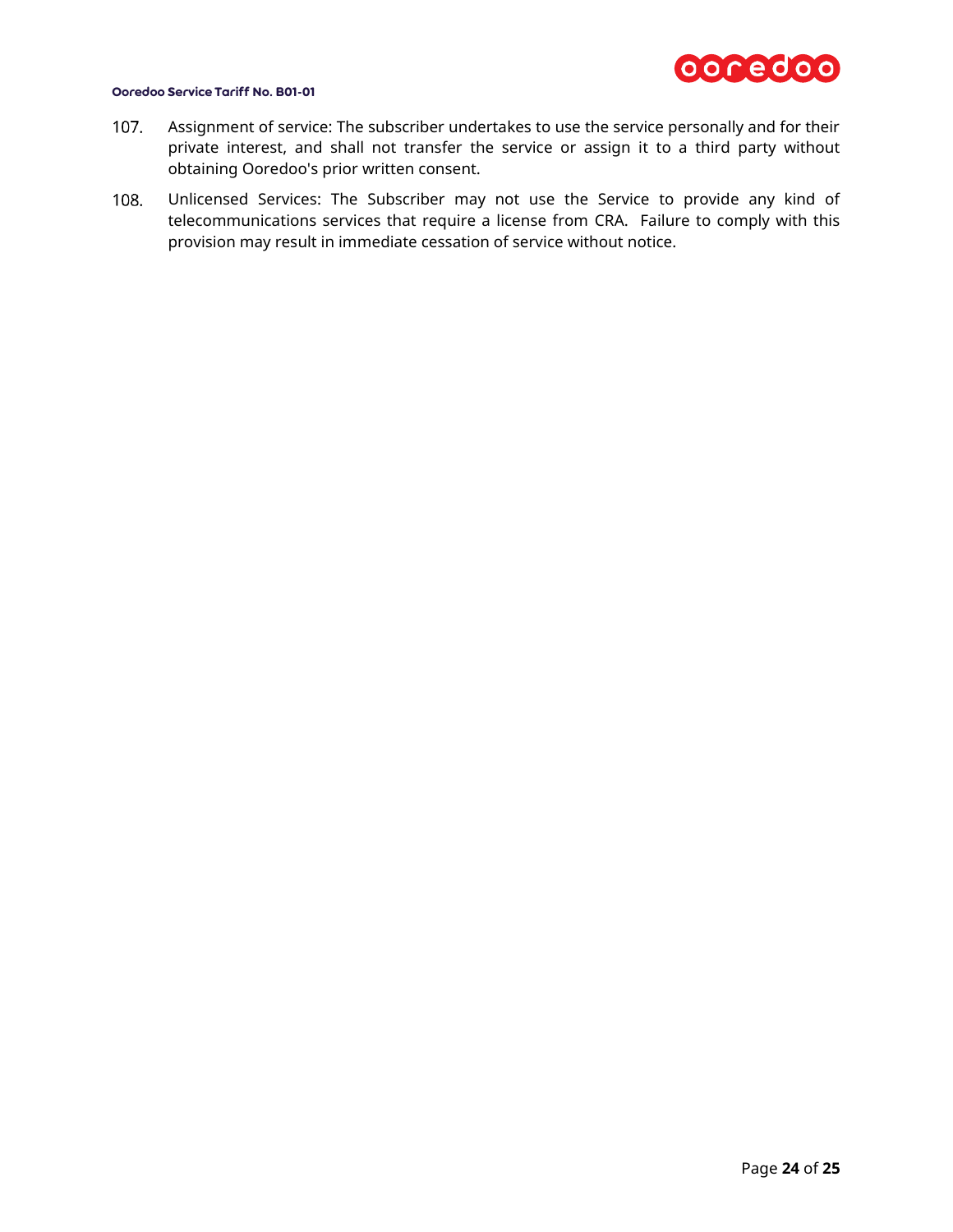107. Assignment of service: The subscriber undertakes to use the service personally and for their private interest, and shall not transfer the service or assign it to a third party without obtaining Ooredoo's prior written consent.

108. Unlicensed Services: The Subscriber may not use the Service to provide any kind of telecommunications services that require a license from CRA. Failure to comply with this provision may result in immediate cessation of service without notice.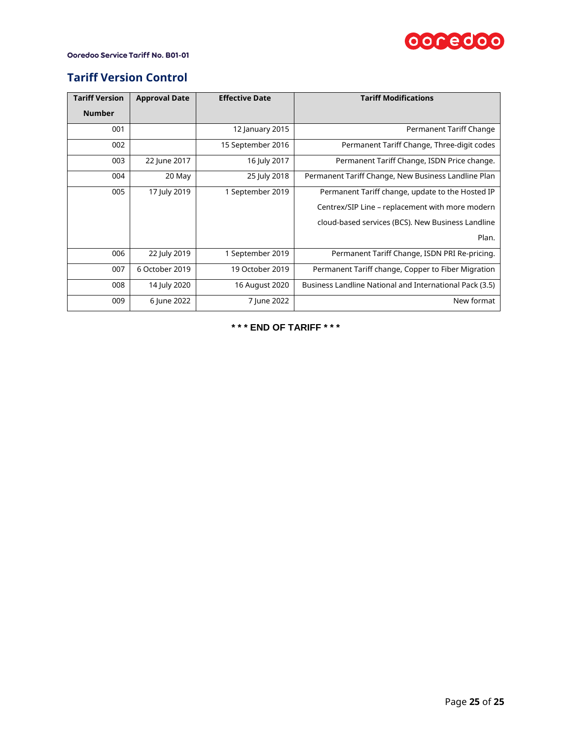## Tariff Version Control

| Tariff Version Number | Approval Date | Effective Date | Tariff Modifications |
|---|---|---|---|
| 001 | | 12 January 2015 | Permanent Tariff Change |
| 002 | | 15 September 2016 | Permanent Tariff Change, Three-digit codes |
| 003 | 22 June 2017 | 16 July 2017 | Permanent Tariff Change, ISDN Price change. |
| 004 | 20 May | 25 July 2018 | Permanent Tariff Change, New Business Landline Plan |
| 005 | 17 July 2019 | 1 September 2019 | Permanent Tariff change, update to the Hosted IP Centrex/SIP Line – replacement with more modern cloud-based services (BCS). New Business Landline Plan. |
| 006 | 22 July 2019 | 1 September 2019 | Permanent Tariff Change, ISDN PRI Re-pricing. |
| 007 | 6 October 2019 | 19 October 2019 | Permanent Tariff change, Copper to Fiber Migration |
| 008 | 14 July 2020 | 16 August 2020 | Business Landline National and International Pack (3.5) |
| 009 | 6 June 2022 | 7 June 2022 | New format |

**\* \* \* END OF TARIFF \* \* \***